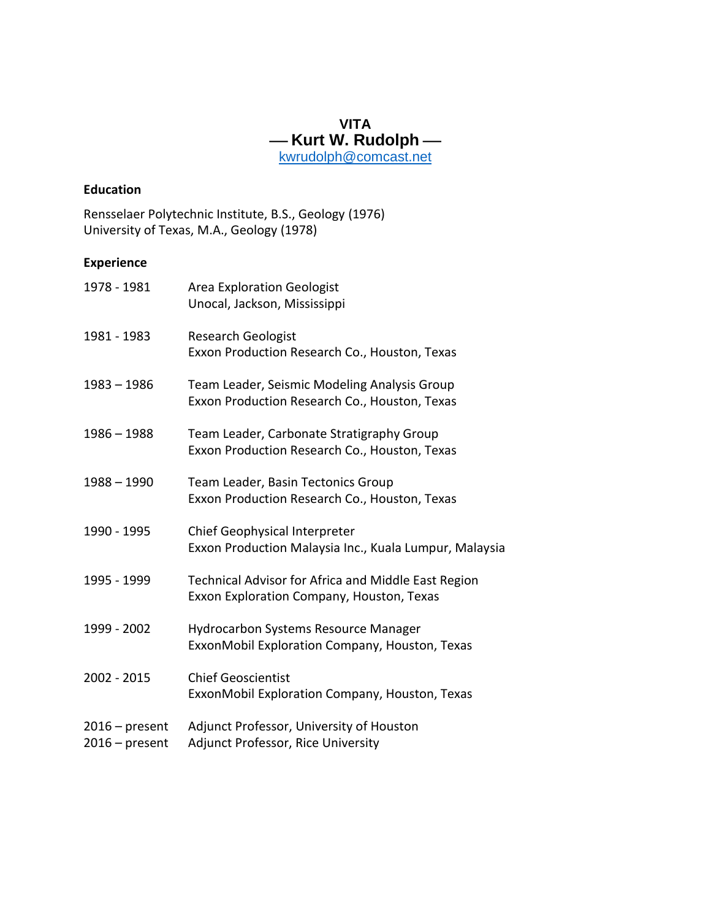# VITA

## — Kurt W. Rudolph —

kwrudolph@comcast.net

**Education**

Rensselaer Polytechnic Institute, B.S., Geology (1976)
University of Texas, M.A., Geology (1978)

**Experience**

| | |
|---|---|
| 1978 - 1981 | Area Exploration Geologist<br>Unocal, Jackson, Mississippi |
| 1981 - 1983 | Research Geologist<br>Exxon Production Research Co., Houston, Texas |
| 1983 – 1986 | Team Leader, Seismic Modeling Analysis Group<br>Exxon Production Research Co., Houston, Texas |
| 1986 – 1988 | Team Leader, Carbonate Stratigraphy Group<br>Exxon Production Research Co., Houston, Texas |
| 1988 – 1990 | Team Leader, Basin Tectonics Group<br>Exxon Production Research Co., Houston, Texas |
| 1990 - 1995 | Chief Geophysical Interpreter<br>Exxon Production Malaysia Inc., Kuala Lumpur, Malaysia |
| 1995 - 1999 | Technical Advisor for Africa and Middle East Region<br>Exxon Exploration Company, Houston, Texas |
| 1999 - 2002 | Hydrocarbon Systems Resource Manager<br>ExxonMobil Exploration Company, Houston, Texas |
| 2002 - 2015 | Chief Geoscientist<br>ExxonMobil Exploration Company, Houston, Texas |
| 2016 – present | Adjunct Professor, University of Houston |
| 2016 – present | Adjunct Professor, Rice University |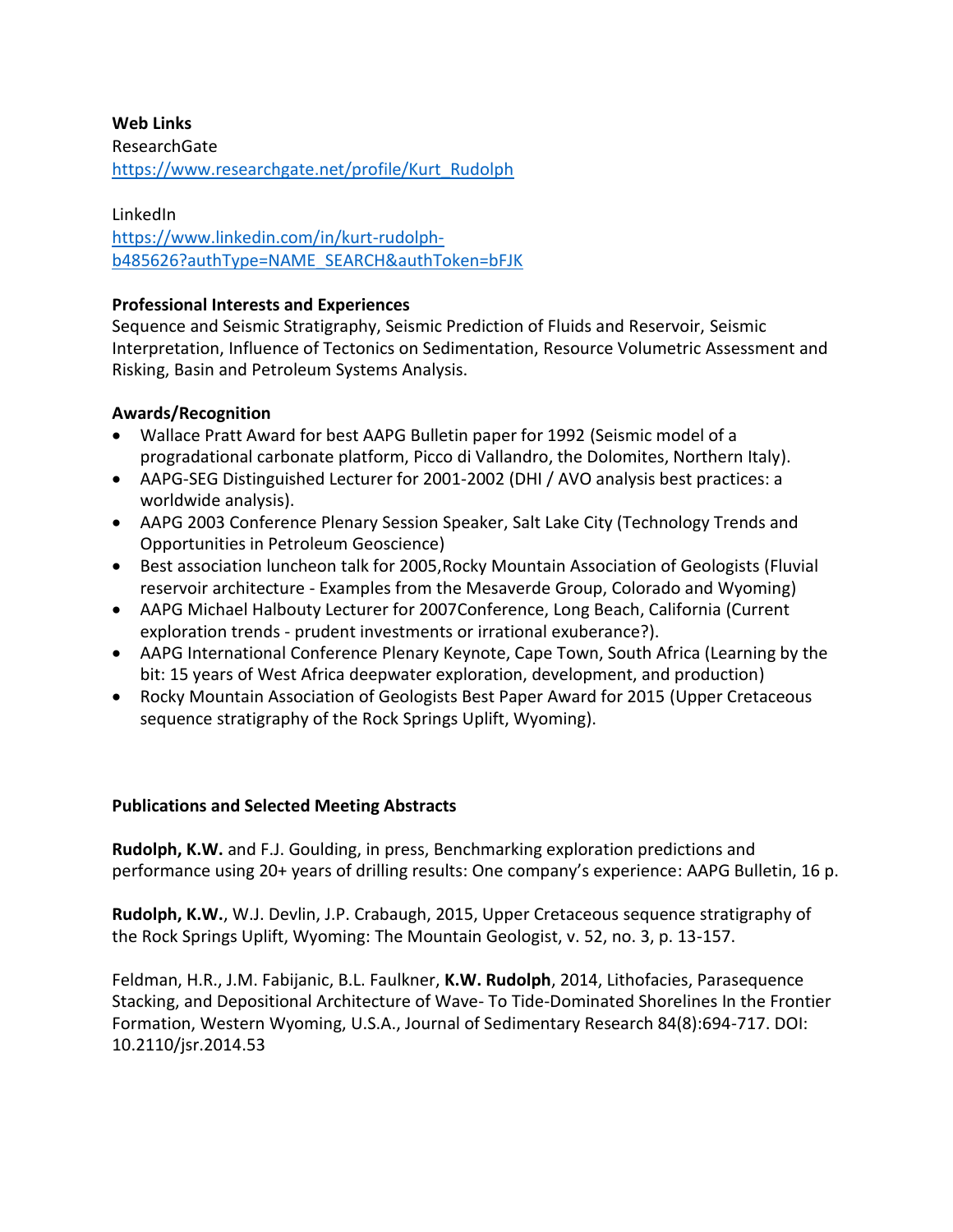**Web Links**

ResearchGate
https://www.researchgate.net/profile/Kurt_Rudolph

LinkedIn
https://www.linkedin.com/in/kurt-rudolph-b485626?authType=NAME_SEARCH&authToken=bFJK

**Professional Interests and Experiences**

Sequence and Seismic Stratigraphy, Seismic Prediction of Fluids and Reservoir, Seismic Interpretation, Influence of Tectonics on Sedimentation, Resource Volumetric Assessment and Risking, Basin and Petroleum Systems Analysis.

**Awards/Recognition**

- Wallace Pratt Award for best AAPG Bulletin paper for 1992 (Seismic model of a progradational carbonate platform, Picco di Vallandro, the Dolomites, Northern Italy).
- AAPG-SEG Distinguished Lecturer for 2001-2002 (DHI / AVO analysis best practices: a worldwide analysis).
- AAPG 2003 Conference Plenary Session Speaker, Salt Lake City (Technology Trends and Opportunities in Petroleum Geoscience)
- Best association luncheon talk for 2005,Rocky Mountain Association of Geologists (Fluvial reservoir architecture - Examples from the Mesaverde Group, Colorado and Wyoming)
- AAPG Michael Halbouty Lecturer for 2007Conference, Long Beach, California (Current exploration trends - prudent investments or irrational exuberance?).
- AAPG International Conference Plenary Keynote, Cape Town, South Africa (Learning by the bit: 15 years of West Africa deepwater exploration, development, and production)
- Rocky Mountain Association of Geologists Best Paper Award for 2015 (Upper Cretaceous sequence stratigraphy of the Rock Springs Uplift, Wyoming).

**Publications and Selected Meeting Abstracts**

**Rudolph, K.W.** and F.J. Goulding, in press, Benchmarking exploration predictions and performance using 20+ years of drilling results: One company's experience: AAPG Bulletin, 16 p.

**Rudolph, K.W.**, W.J. Devlin, J.P. Crabaugh, 2015, Upper Cretaceous sequence stratigraphy of the Rock Springs Uplift, Wyoming: The Mountain Geologist, v. 52, no. 3, p. 13-157.

Feldman, H.R., J.M. Fabijanic, B.L. Faulkner, **K.W. Rudolph**, 2014, Lithofacies, Parasequence Stacking, and Depositional Architecture of Wave- To Tide-Dominated Shorelines In the Frontier Formation, Western Wyoming, U.S.A., Journal of Sedimentary Research 84(8):694-717. DOI: 10.2110/jsr.2014.53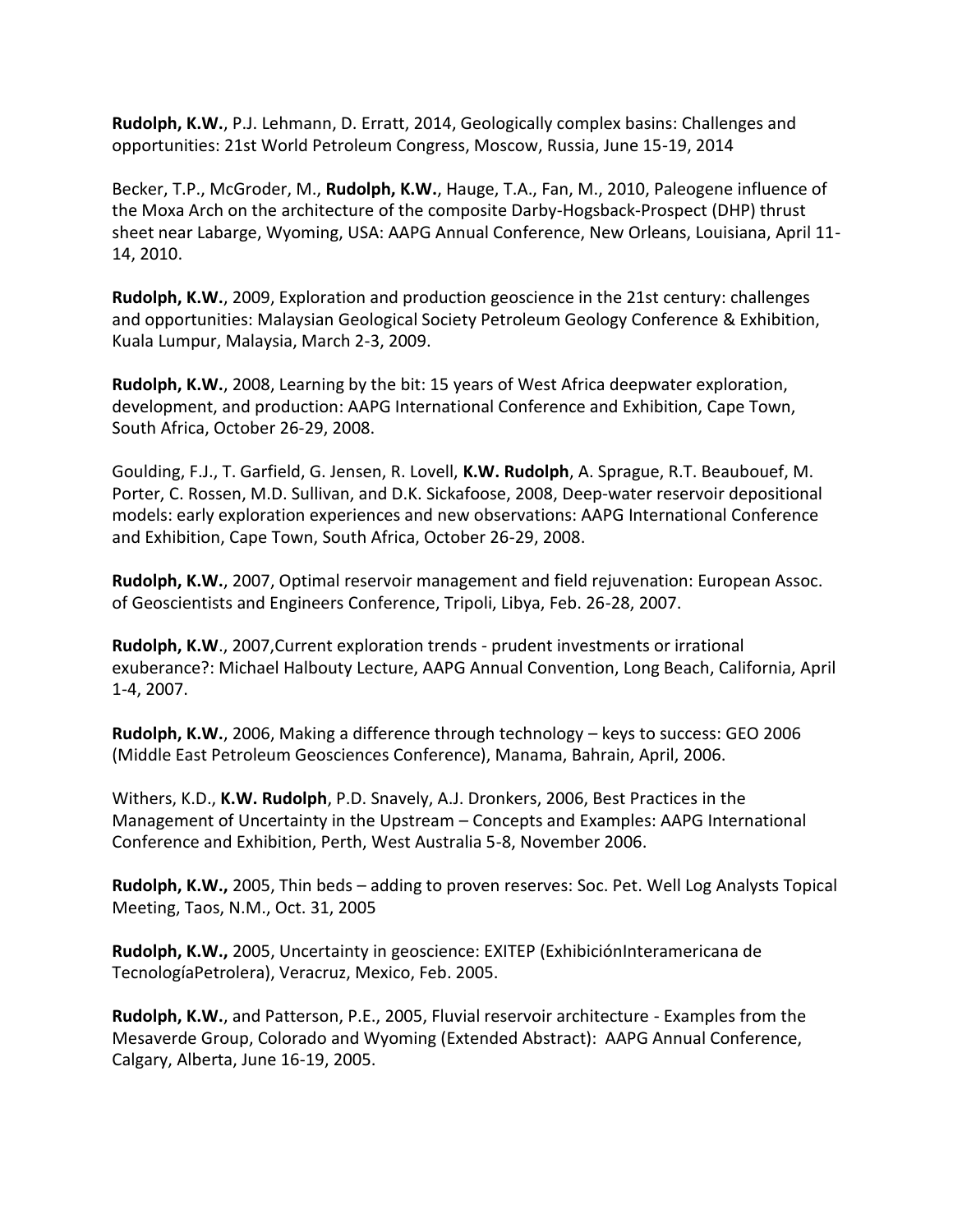**Rudolph, K.W.**, P.J. Lehmann, D. Erratt, 2014, Geologically complex basins: Challenges and opportunities: 21st World Petroleum Congress, Moscow, Russia, June 15-19, 2014

Becker, T.P., McGroder, M., **Rudolph, K.W.**, Hauge, T.A., Fan, M., 2010, Paleogene influence of the Moxa Arch on the architecture of the composite Darby-Hogsback-Prospect (DHP) thrust sheet near Labarge, Wyoming, USA: AAPG Annual Conference, New Orleans, Louisiana, April 11-14, 2010.

**Rudolph, K.W.**, 2009, Exploration and production geoscience in the 21st century: challenges and opportunities: Malaysian Geological Society Petroleum Geology Conference & Exhibition, Kuala Lumpur, Malaysia, March 2-3, 2009.

**Rudolph, K.W.**, 2008, Learning by the bit: 15 years of West Africa deepwater exploration, development, and production: AAPG International Conference and Exhibition, Cape Town, South Africa, October 26-29, 2008.

Goulding, F.J., T. Garfield, G. Jensen, R. Lovell, **K.W. Rudolph**, A. Sprague, R.T. Beaubouef, M. Porter, C. Rossen, M.D. Sullivan, and D.K. Sickafoose, 2008, Deep-water reservoir depositional models: early exploration experiences and new observations: AAPG International Conference and Exhibition, Cape Town, South Africa, October 26-29, 2008.

**Rudolph, K.W.**, 2007, Optimal reservoir management and field rejuvenation: European Assoc. of Geoscientists and Engineers Conference, Tripoli, Libya, Feb. 26-28, 2007.

**Rudolph, K.W**., 2007,Current exploration trends - prudent investments or irrational exuberance?: Michael Halbouty Lecture, AAPG Annual Convention, Long Beach, California, April 1-4, 2007.

**Rudolph, K.W.**, 2006, Making a difference through technology – keys to success: GEO 2006 (Middle East Petroleum Geosciences Conference), Manama, Bahrain, April, 2006.

Withers, K.D., **K.W. Rudolph**, P.D. Snavely, A.J. Dronkers, 2006, Best Practices in the Management of Uncertainty in the Upstream – Concepts and Examples: AAPG International Conference and Exhibition, Perth, West Australia 5-8, November 2006.

**Rudolph, K.W.,** 2005, Thin beds – adding to proven reserves: Soc. Pet. Well Log Analysts Topical Meeting, Taos, N.M., Oct. 31, 2005

**Rudolph, K.W.,** 2005, Uncertainty in geoscience: EXITEP (ExhibiciónInteramericana de TecnologíaPetrolera), Veracruz, Mexico, Feb. 2005.

**Rudolph, K.W.**, and Patterson, P.E., 2005, Fluvial reservoir architecture - Examples from the Mesaverde Group, Colorado and Wyoming (Extended Abstract): AAPG Annual Conference, Calgary, Alberta, June 16-19, 2005.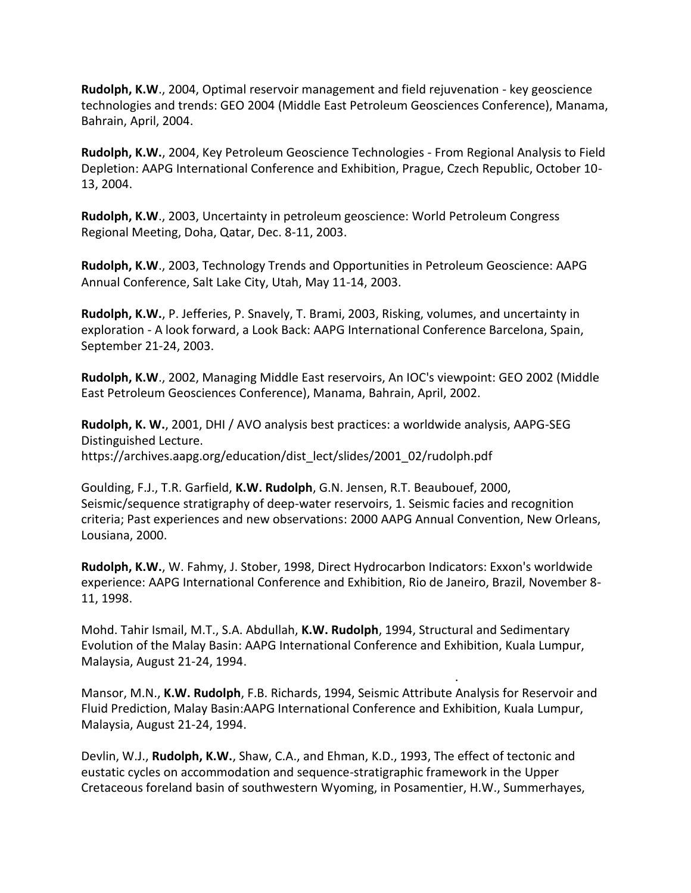**Rudolph, K.W**., 2004, Optimal reservoir management and field rejuvenation - key geoscience technologies and trends: GEO 2004 (Middle East Petroleum Geosciences Conference), Manama, Bahrain, April, 2004.

**Rudolph, K.W.**, 2004, Key Petroleum Geoscience Technologies - From Regional Analysis to Field Depletion: AAPG International Conference and Exhibition, Prague, Czech Republic, October 10-13, 2004.

**Rudolph, K.W**., 2003, Uncertainty in petroleum geoscience: World Petroleum Congress Regional Meeting, Doha, Qatar, Dec. 8-11, 2003.

**Rudolph, K.W**., 2003, Technology Trends and Opportunities in Petroleum Geoscience: AAPG Annual Conference, Salt Lake City, Utah, May 11-14, 2003.

**Rudolph, K.W.**, P. Jefferies, P. Snavely, T. Brami, 2003, Risking, volumes, and uncertainty in exploration - A look forward, a Look Back: AAPG International Conference Barcelona, Spain, September 21-24, 2003.

**Rudolph, K.W**., 2002, Managing Middle East reservoirs, An IOC's viewpoint: GEO 2002 (Middle East Petroleum Geosciences Conference), Manama, Bahrain, April, 2002.

**Rudolph, K. W.**, 2001, DHI / AVO analysis best practices: a worldwide analysis, AAPG-SEG Distinguished Lecture.
https://archives.aapg.org/education/dist_lect/slides/2001_02/rudolph.pdf

Goulding, F.J., T.R. Garfield, **K.W. Rudolph**, G.N. Jensen, R.T. Beaubouef, 2000, Seismic/sequence stratigraphy of deep-water reservoirs, 1. Seismic facies and recognition criteria; Past experiences and new observations: 2000 AAPG Annual Convention, New Orleans, Lousiana, 2000.

**Rudolph, K.W.**, W. Fahmy, J. Stober, 1998, Direct Hydrocarbon Indicators: Exxon's worldwide experience: AAPG International Conference and Exhibition, Rio de Janeiro, Brazil, November 8-11, 1998.

Mohd. Tahir Ismail, M.T., S.A. Abdullah, **K.W. Rudolph**, 1994, Structural and Sedimentary Evolution of the Malay Basin: AAPG International Conference and Exhibition, Kuala Lumpur, Malaysia, August 21-24, 1994.

Mansor, M.N., **K.W. Rudolph**, F.B. Richards, 1994, Seismic Attribute Analysis for Reservoir and Fluid Prediction, Malay Basin:AAPG International Conference and Exhibition, Kuala Lumpur, Malaysia, August 21-24, 1994.

Devlin, W.J., **Rudolph, K.W.**, Shaw, C.A., and Ehman, K.D., 1993, The effect of tectonic and eustatic cycles on accommodation and sequence-stratigraphic framework in the Upper Cretaceous foreland basin of southwestern Wyoming, in Posamentier, H.W., Summerhayes,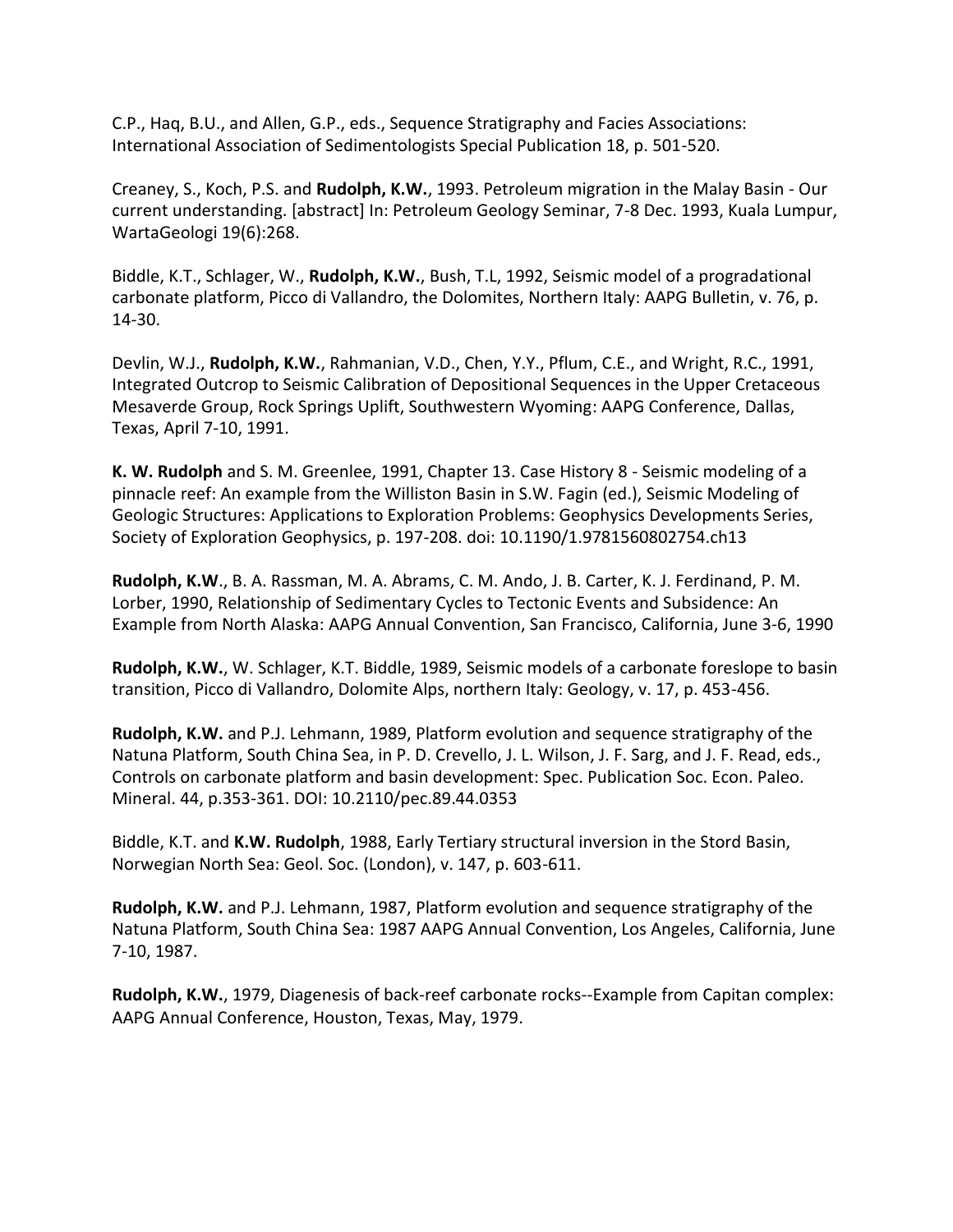C.P., Haq, B.U., and Allen, G.P., eds., Sequence Stratigraphy and Facies Associations: International Association of Sedimentologists Special Publication 18, p. 501-520.

Creaney, S., Koch, P.S. and **Rudolph, K.W.**, 1993. Petroleum migration in the Malay Basin - Our current understanding. [abstract] In: Petroleum Geology Seminar, 7-8 Dec. 1993, Kuala Lumpur, WartaGeologi 19(6):268.

Biddle, K.T., Schlager, W., **Rudolph, K.W.**, Bush, T.L, 1992, Seismic model of a progradational carbonate platform, Picco di Vallandro, the Dolomites, Northern Italy: AAPG Bulletin, v. 76, p. 14-30.

Devlin, W.J., **Rudolph, K.W.**, Rahmanian, V.D., Chen, Y.Y., Pflum, C.E., and Wright, R.C., 1991, Integrated Outcrop to Seismic Calibration of Depositional Sequences in the Upper Cretaceous Mesaverde Group, Rock Springs Uplift, Southwestern Wyoming: AAPG Conference, Dallas, Texas, April 7-10, 1991.

**K. W. Rudolph** and S. M. Greenlee, 1991, Chapter 13. Case History 8 - Seismic modeling of a pinnacle reef: An example from the Williston Basin in S.W. Fagin (ed.), Seismic Modeling of Geologic Structures: Applications to Exploration Problems: Geophysics Developments Series, Society of Exploration Geophysics, p. 197-208. doi: 10.1190/1.9781560802754.ch13

**Rudolph, K.W**., B. A. Rassman, M. A. Abrams, C. M. Ando, J. B. Carter, K. J. Ferdinand, P. M. Lorber, 1990, Relationship of Sedimentary Cycles to Tectonic Events and Subsidence: An Example from North Alaska: AAPG Annual Convention, San Francisco, California, June 3-6, 1990

**Rudolph, K.W.**, W. Schlager, K.T. Biddle, 1989, Seismic models of a carbonate foreslope to basin transition, Picco di Vallandro, Dolomite Alps, northern Italy: Geology, v. 17, p. 453-456.

**Rudolph, K.W.** and P.J. Lehmann, 1989, Platform evolution and sequence stratigraphy of the Natuna Platform, South China Sea, in P. D. Crevello, J. L. Wilson, J. F. Sarg, and J. F. Read, eds., Controls on carbonate platform and basin development: Spec. Publication Soc. Econ. Paleo. Mineral. 44, p.353-361. DOI: 10.2110/pec.89.44.0353

Biddle, K.T. and **K.W. Rudolph**, 1988, Early Tertiary structural inversion in the Stord Basin, Norwegian North Sea: Geol. Soc. (London), v. 147, p. 603-611.

**Rudolph, K.W.** and P.J. Lehmann, 1987, Platform evolution and sequence stratigraphy of the Natuna Platform, South China Sea: 1987 AAPG Annual Convention, Los Angeles, California, June 7-10, 1987.

**Rudolph, K.W.**, 1979, Diagenesis of back-reef carbonate rocks--Example from Capitan complex: AAPG Annual Conference, Houston, Texas, May, 1979.